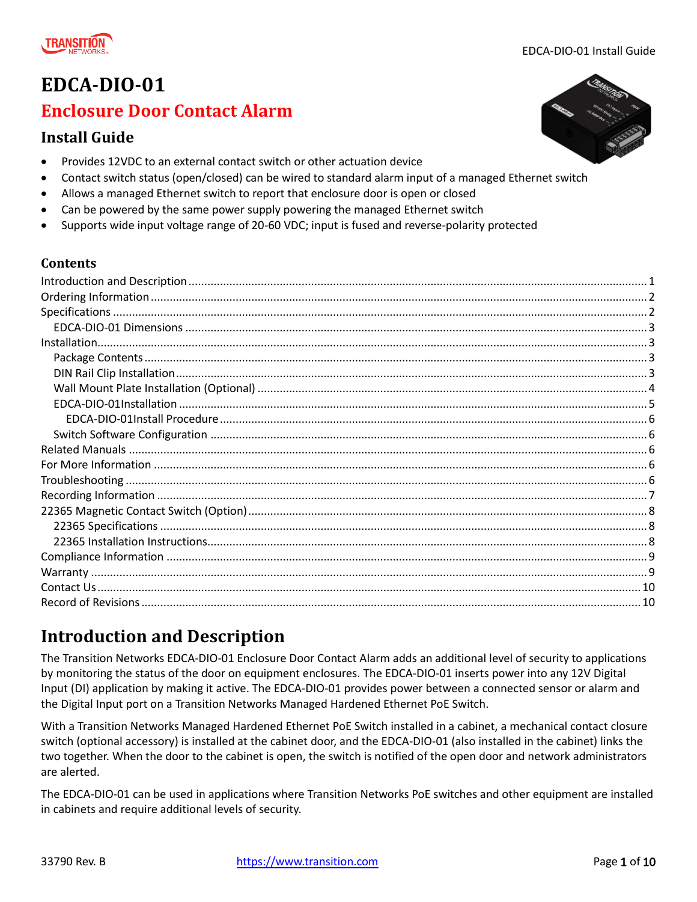# EDCA-DIO-01

## Enclosure Door Contact Alarm

### Install Guide

- Provides 12VDC to an external contact switch or other actuation device
- Contact switch status (open/closed) can be wired to standard alarm input of a managed Ethernet switch
- Allows a managed Ethernet switch to report that enclosure door is open or closed
- Can be powered by the same power supply powering the managed Ethernet switch
- Supports wide input voltage range of 20-60 VDC; input is fused and reverse-polarity protected

### Contents

- Introduction and Description ..... 1
- Ordering Information ..... 2
- Specifications ..... 2
  - EDCA-DIO-01 Dimensions ..... 3
- Installation ..... 3
  - Package Contents ..... 3
  - DIN Rail Clip Installation ..... 3
  - Wall Mount Plate Installation (Optional) ..... 4
  - EDCA-DIO-01Installation ..... 5
    - EDCA-DIO-01Install Procedure ..... 6
  - Switch Software Configuration ..... 6
- Related Manuals ..... 6
- For More Information ..... 6
- Troubleshooting ..... 6
- Recording Information ..... 7
- 22365 Magnetic Contact Switch (Option) ..... 8
  - 22365 Specifications ..... 8
  - 22365 Installation Instructions ..... 8
- Compliance Information ..... 9
- Warranty ..... 9
- Contact Us ..... 10
- Record of Revisions ..... 10

## Introduction and Description

The Transition Networks EDCA-DIO-01 Enclosure Door Contact Alarm adds an additional level of security to applications by monitoring the status of the door on equipment enclosures. The EDCA-DIO-01 inserts power into any 12V Digital Input (DI) application by making it active. The EDCA-DIO-01 provides power between a connected sensor or alarm and the Digital Input port on a Transition Networks Managed Hardened Ethernet PoE Switch.

With a Transition Networks Managed Hardened Ethernet PoE Switch installed in a cabinet, a mechanical contact closure switch (optional accessory) is installed at the cabinet door, and the EDCA-DIO-01 (also installed in the cabinet) links the two together. When the door to the cabinet is open, the switch is notified of the open door and network administrators are alerted.

The EDCA-DIO-01 can be used in applications where Transition Networks PoE switches and other equipment are installed in cabinets and require additional levels of security.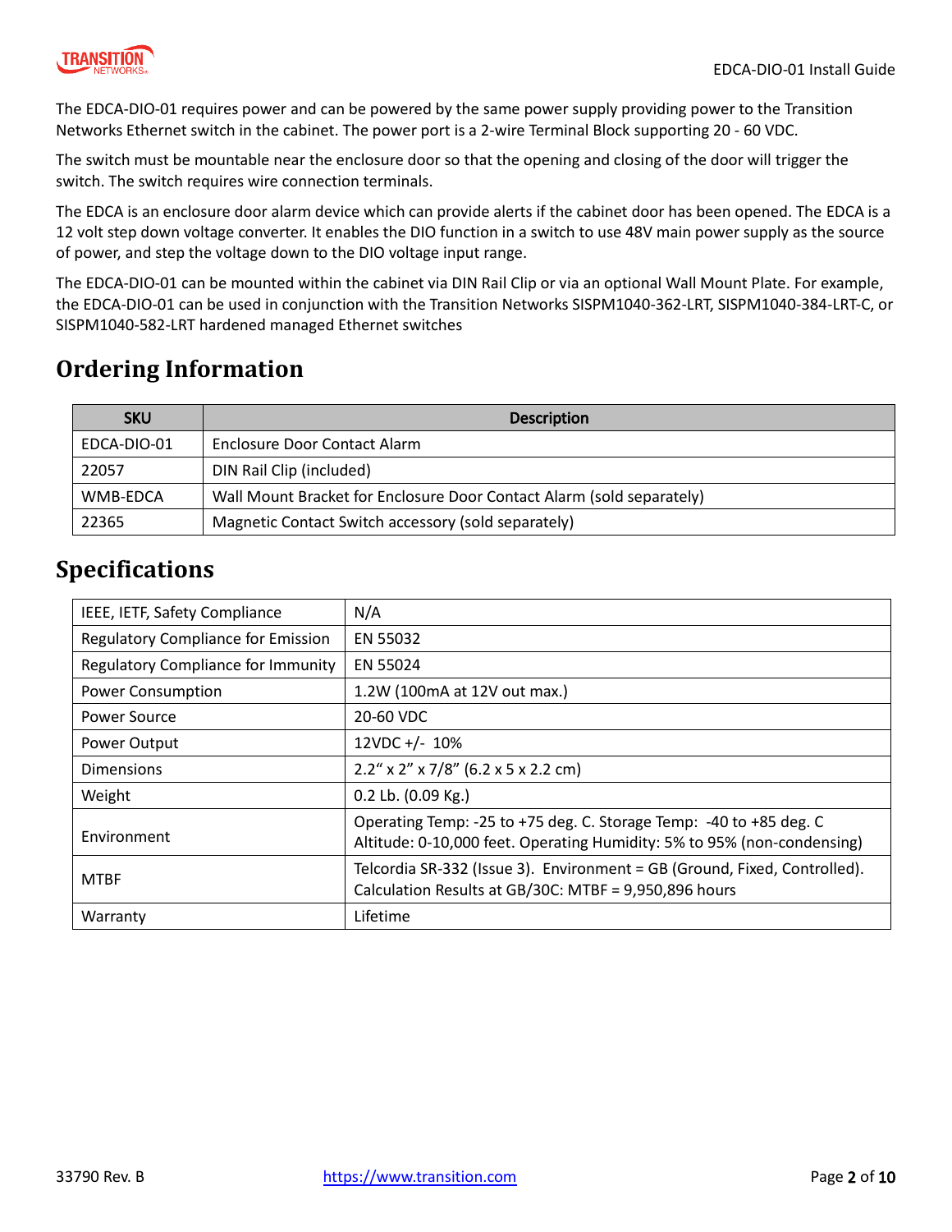The EDCA-DIO-01 requires power and can be powered by the same power supply providing power to the Transition Networks Ethernet switch in the cabinet. The power port is a 2-wire Terminal Block supporting 20 - 60 VDC.

The switch must be mountable near the enclosure door so that the opening and closing of the door will trigger the switch. The switch requires wire connection terminals.

The EDCA is an enclosure door alarm device which can provide alerts if the cabinet door has been opened. The EDCA is a 12 volt step down voltage converter. It enables the DIO function in a switch to use 48V main power supply as the source of power, and step the voltage down to the DIO voltage input range.

The EDCA-DIO-01 can be mounted within the cabinet via DIN Rail Clip or via an optional Wall Mount Plate. For example, the EDCA-DIO-01 can be used in conjunction with the Transition Networks SISPM1040-362-LRT, SISPM1040-384-LRT-C, or SISPM1040-582-LRT hardened managed Ethernet switches

## Ordering Information

| SKU | Description |
| --- | --- |
| EDCA-DIO-01 | Enclosure Door Contact Alarm |
| 22057 | DIN Rail Clip (included) |
| WMB-EDCA | Wall Mount Bracket for Enclosure Door Contact Alarm (sold separately) |
| 22365 | Magnetic Contact Switch accessory (sold separately) |

## Specifications

| | |
| --- | --- |
| IEEE, IETF, Safety Compliance | N/A |
| Regulatory Compliance for Emission | EN 55032 |
| Regulatory Compliance for Immunity | EN 55024 |
| Power Consumption | 1.2W (100mA at 12V out max.) |
| Power Source | 20-60 VDC |
| Power Output | 12VDC +/- 10% |
| Dimensions | 2.2" x 2" x 7/8" (6.2 x 5 x 2.2 cm) |
| Weight | 0.2 Lb. (0.09 Kg.) |
| Environment | Operating Temp: -25 to +75 deg. C. Storage Temp: -40 to +85 deg. C Altitude: 0-10,000 feet. Operating Humidity: 5% to 95% (non-condensing) |
| MTBF | Telcordia SR-332 (Issue 3). Environment = GB (Ground, Fixed, Controlled). Calculation Results at GB/30C: MTBF = 9,950,896 hours |
| Warranty | Lifetime |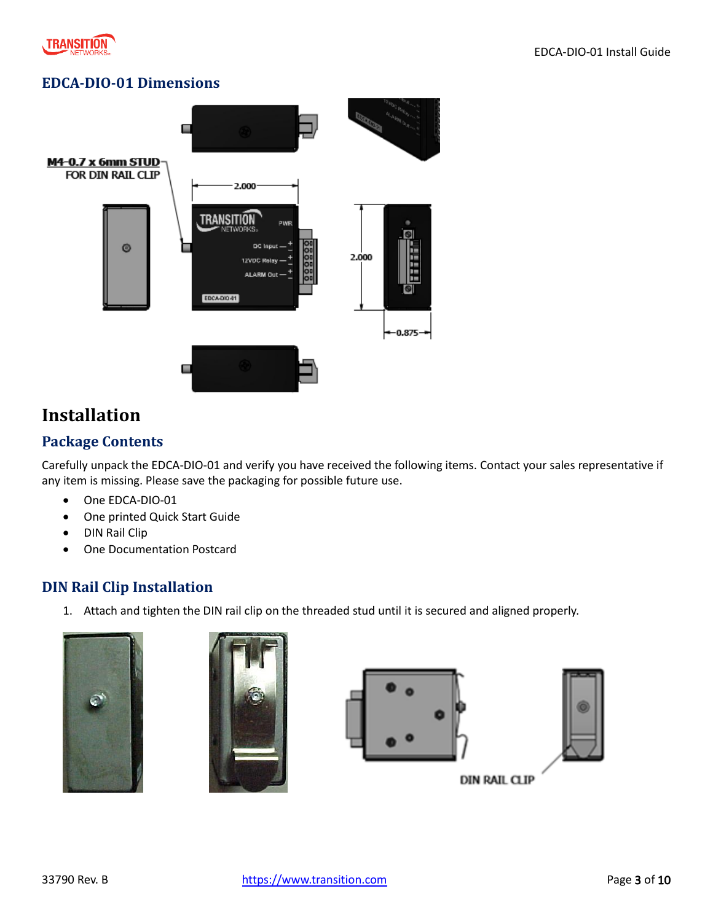## EDCA-DIO-01 Dimensions

# Installation

## Package Contents

Carefully unpack the EDCA-DIO-01 and verify you have received the following items. Contact your sales representative if any item is missing. Please save the packaging for possible future use.

- One EDCA-DIO-01
- One printed Quick Start Guide
- DIN Rail Clip
- One Documentation Postcard

## DIN Rail Clip Installation

1. Attach and tighten the DIN rail clip on the threaded stud until it is secured and aligned properly.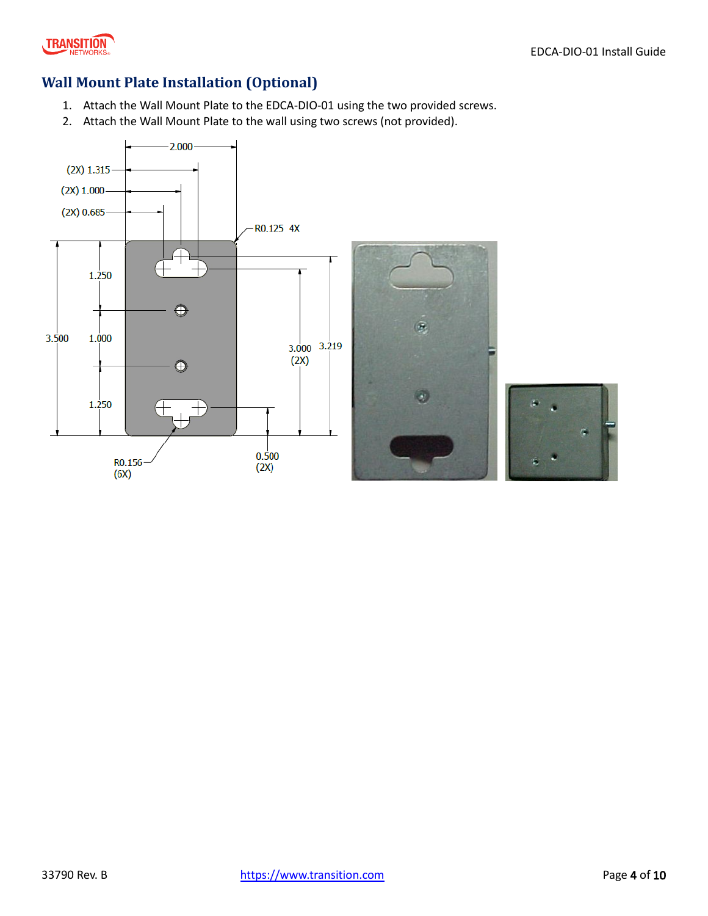## Wall Mount Plate Installation (Optional)

1. Attach the Wall Mount Plate to the EDCA-DIO-01 using the two provided screws.
2. Attach the Wall Mount Plate to the wall using two screws (not provided).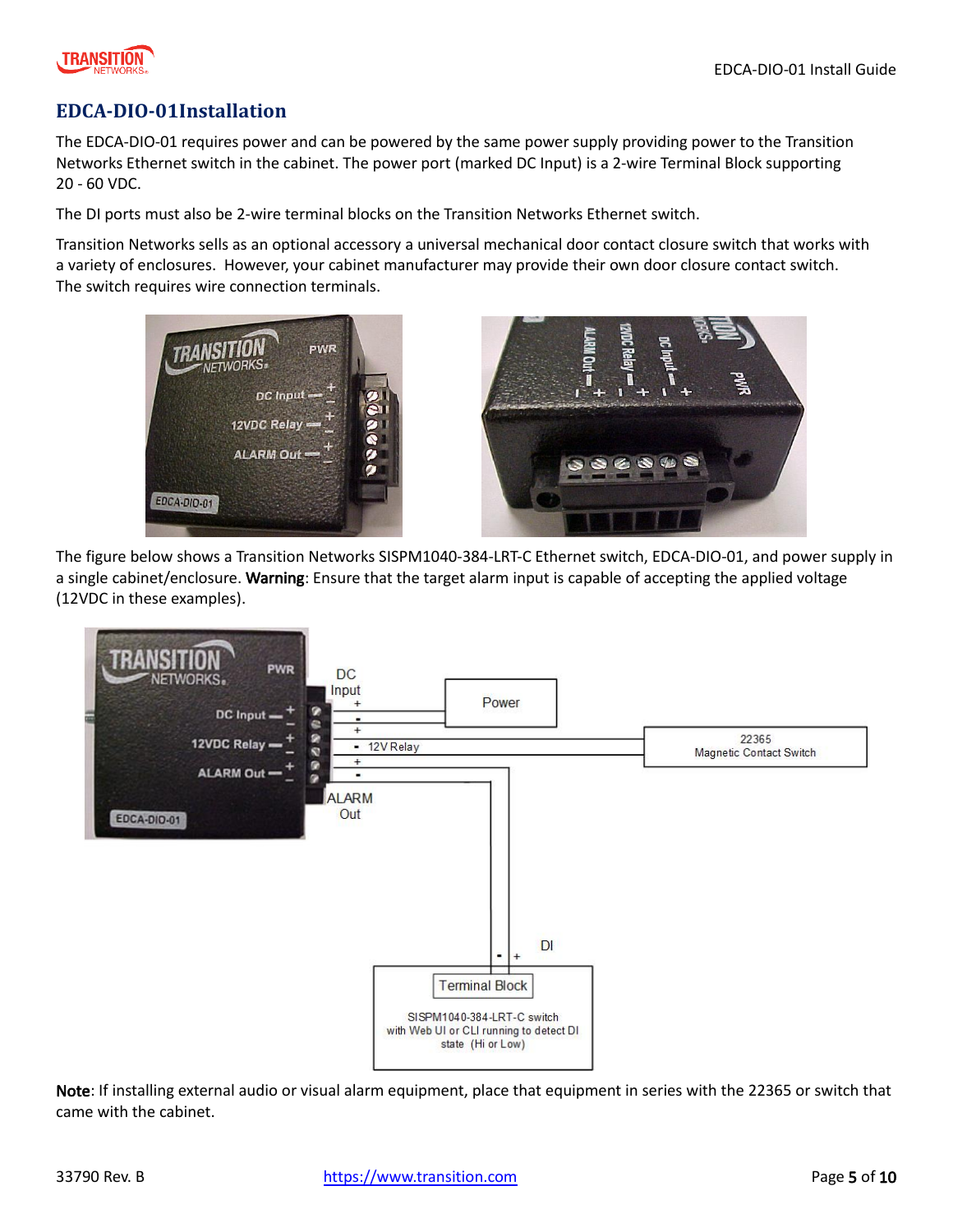# EDCA-DIO-01Installation

The EDCA-DIO-01 requires power and can be powered by the same power supply providing power to the Transition Networks Ethernet switch in the cabinet. The power port (marked DC Input) is a 2-wire Terminal Block supporting 20 - 60 VDC.

The DI ports must also be 2-wire terminal blocks on the Transition Networks Ethernet switch.

Transition Networks sells as an optional accessory a universal mechanical door contact closure switch that works with a variety of enclosures. However, your cabinet manufacturer may provide their own door closure contact switch. The switch requires wire connection terminals.

The figure below shows a Transition Networks SISPM1040-384-LRT-C Ethernet switch, EDCA-DIO-01, and power supply in a single cabinet/enclosure. **Warning**: Ensure that the target alarm input is capable of accepting the applied voltage (12VDC in these examples).

**Note**: If installing external audio or visual alarm equipment, place that equipment in series with the 22365 or switch that came with the cabinet.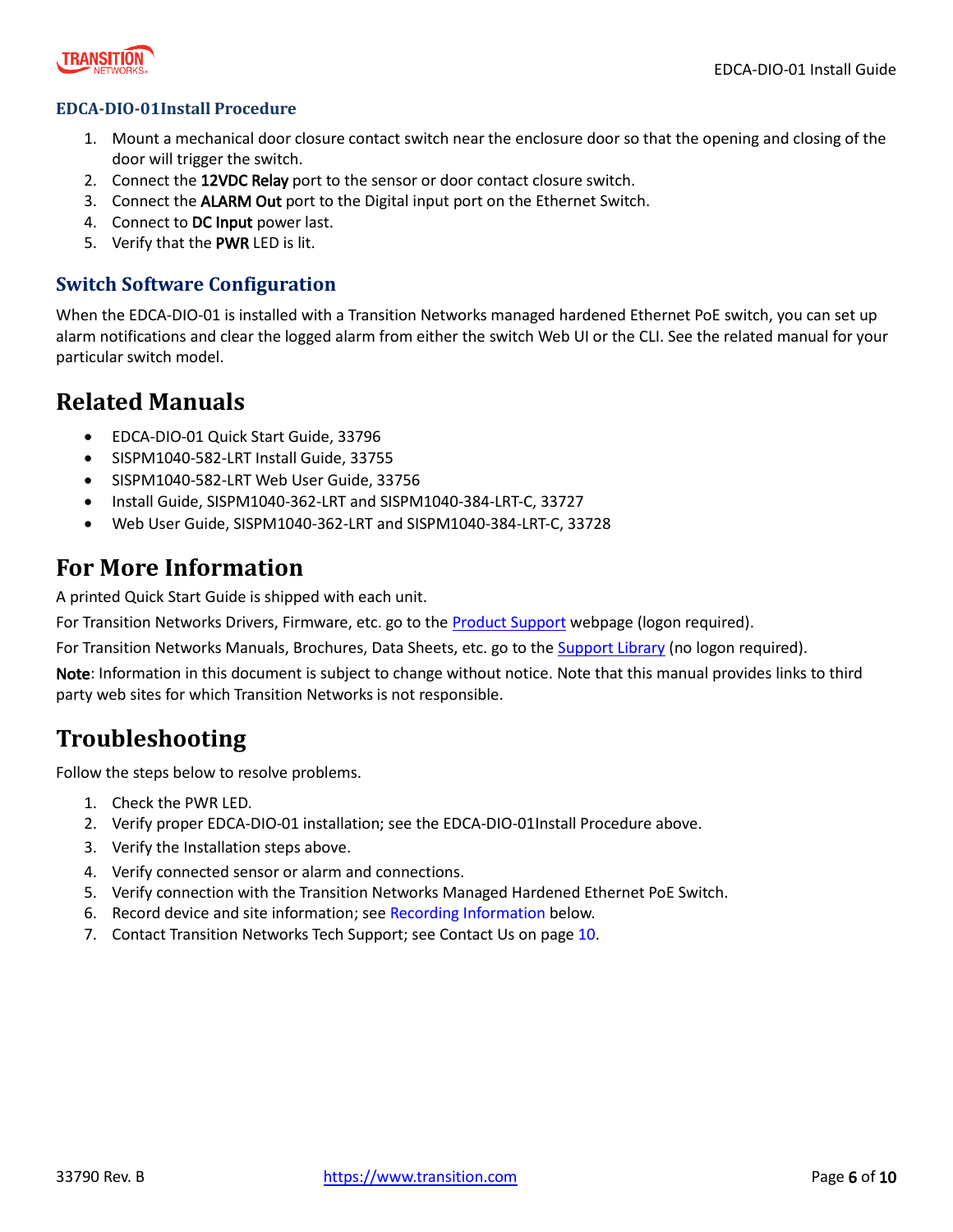### EDCA-DIO-01Install Procedure

1. Mount a mechanical door closure contact switch near the enclosure door so that the opening and closing of the door will trigger the switch.
2. Connect the **12VDC Relay** port to the sensor or door contact closure switch.
3. Connect the **ALARM Out** port to the Digital input port on the Ethernet Switch.
4. Connect to **DC Input** power last.
5. Verify that the **PWR** LED is lit.

### Switch Software Configuration

When the EDCA-DIO-01 is installed with a Transition Networks managed hardened Ethernet PoE switch, you can set up alarm notifications and clear the logged alarm from either the switch Web UI or the CLI. See the related manual for your particular switch model.

## Related Manuals

- EDCA-DIO-01 Quick Start Guide, 33796
- SISPM1040-582-LRT Install Guide, 33755
- SISPM1040-582-LRT Web User Guide, 33756
- Install Guide, SISPM1040-362-LRT and SISPM1040-384-LRT-C, 33727
- Web User Guide, SISPM1040-362-LRT and SISPM1040-384-LRT-C, 33728

## For More Information

A printed Quick Start Guide is shipped with each unit.

For Transition Networks Drivers, Firmware, etc. go to the Product Support webpage (logon required).

For Transition Networks Manuals, Brochures, Data Sheets, etc. go to the Support Library (no logon required).

**Note**: Information in this document is subject to change without notice. Note that this manual provides links to third party web sites for which Transition Networks is not responsible.

## Troubleshooting

Follow the steps below to resolve problems.

1. Check the PWR LED.
2. Verify proper EDCA-DIO-01 installation; see the EDCA-DIO-01Install Procedure above.
3. Verify the Installation steps above.
4. Verify connected sensor or alarm and connections.
5. Verify connection with the Transition Networks Managed Hardened Ethernet PoE Switch.
6. Record device and site information; see Recording Information below.
7. Contact Transition Networks Tech Support; see Contact Us on page 10.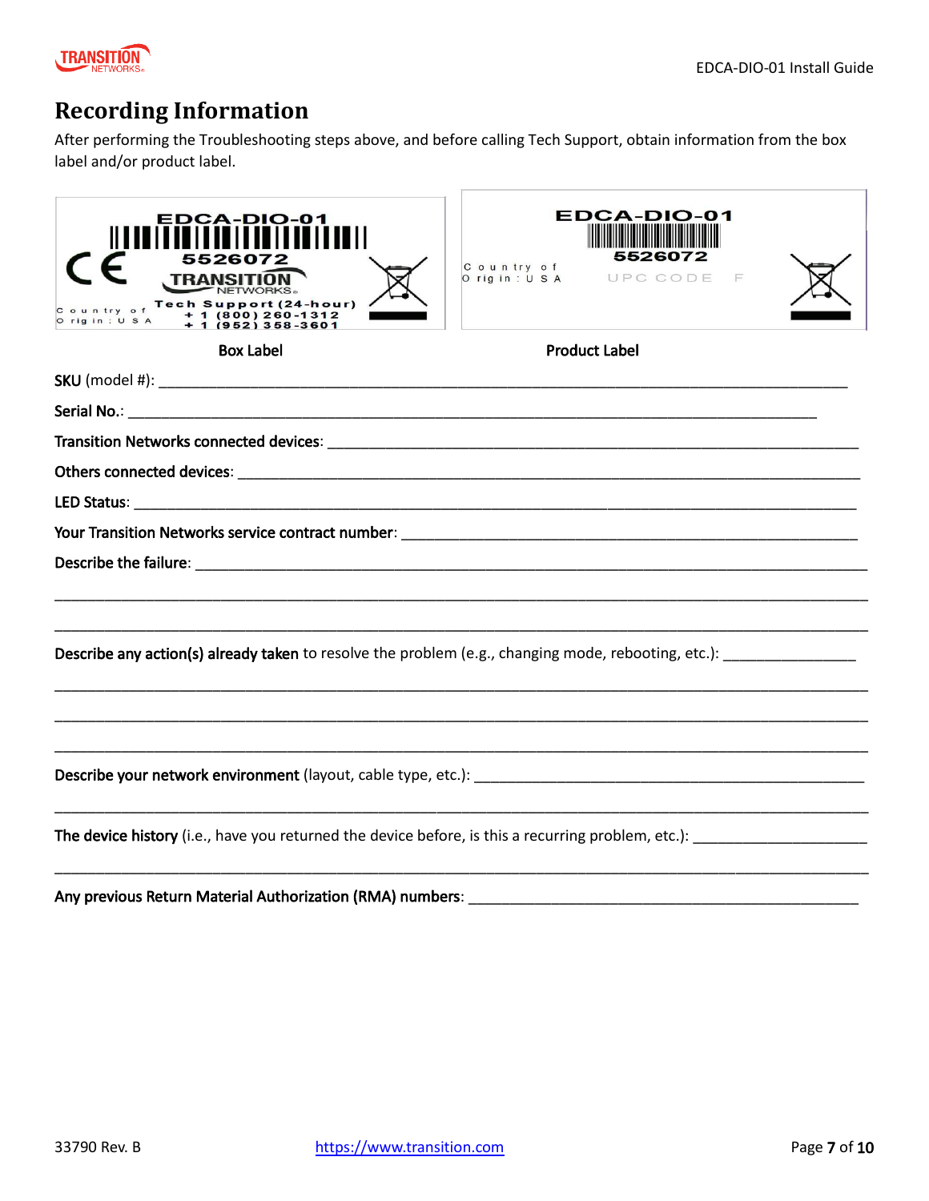## Recording Information

After performing the Troubleshooting steps above, and before calling Tech Support, obtain information from the box label and/or product label.

| EDCA-DIO-01<br>5526072<br>TRANSITION NETWORKS<br>Tech Support (24-hour)<br>+1 (800) 260-1312<br>+1 (952) 358-3601<br>Country of Origin: USA | EDCA-DIO-01<br>5526072<br>Country of Origin: USA<br>UPC CODE F |
|---|---|
| Box Label | Product Label |

**SKU** (model #): ____________________________________________

**Serial No.**: ____________________________________________

**Transition Networks connected devices**: ____________________________________________

**Others connected devices**: ____________________________________________

**LED Status**: ____________________________________________

**Your Transition Networks service contract number**: ____________________________________________

**Describe the failure**: ____________________________________________

____________________________________________

____________________________________________

**Describe any action(s) already taken** to resolve the problem (e.g., changing mode, rebooting, etc.): ________________

____________________________________________

____________________________________________

____________________________________________

**Describe your network environment** (layout, cable type, etc.): ____________________________________________

____________________________________________

**The device history** (i.e., have you returned the device before, is this a recurring problem, etc.): ______________________

____________________________________________

**Any previous Return Material Authorization (RMA) numbers**: ____________________________________________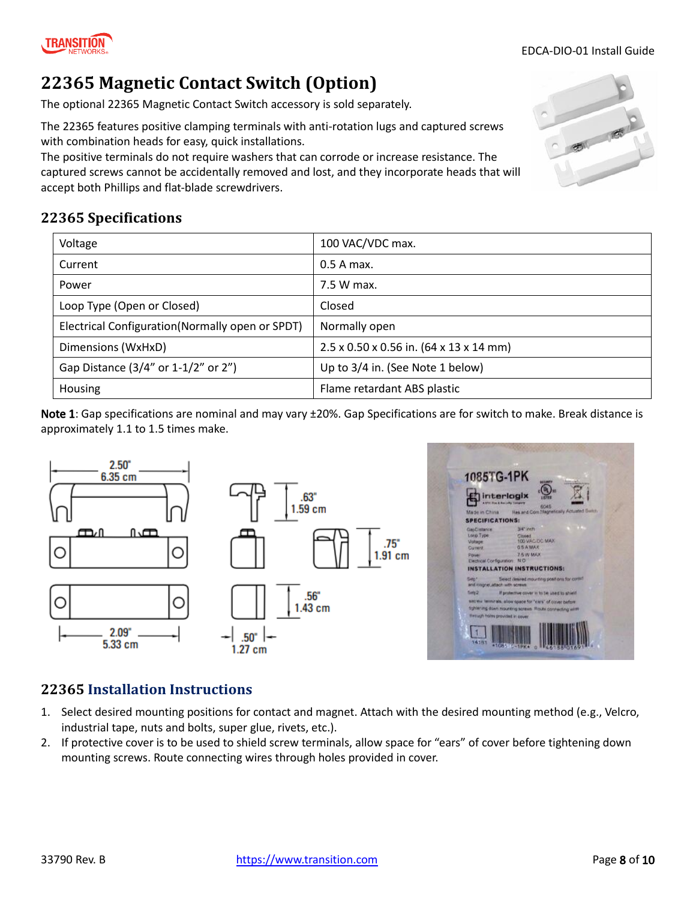## 22365 Magnetic Contact Switch (Option)

The optional 22365 Magnetic Contact Switch accessory is sold separately.

The 22365 features positive clamping terminals with anti-rotation lugs and captured screws with combination heads for easy, quick installations.
The positive terminals do not require washers that can corrode or increase resistance. The captured screws cannot be accidentally removed and lost, and they incorporate heads that will accept both Phillips and flat-blade screwdrivers.

### 22365 Specifications

| Voltage | 100 VAC/VDC max. |
|---|---|
| Current | 0.5 A max. |
| Power | 7.5 W max. |
| Loop Type (Open or Closed) | Closed |
| Electrical Configuration(Normally open or SPDT) | Normally open |
| Dimensions (WxHxD) | 2.5 x 0.50 x 0.56 in. (64 x 13 x 14 mm) |
| Gap Distance (3/4" or 1-1/2" or 2") | Up to 3/4 in. (See Note 1 below) |
| Housing | Flame retardant ABS plastic |

Note 1: Gap specifications are nominal and may vary ±20%. Gap Specifications are for switch to make. Break distance is approximately 1.1 to 1.5 times make.

### 22365 Installation Instructions

1. Select desired mounting positions for contact and magnet. Attach with the desired mounting method (e.g., Velcro, industrial tape, nuts and bolts, super glue, rivets, etc.).
2. If protective cover is to be used to shield screw terminals, allow space for "ears" of cover before tightening down mounting screws. Route connecting wires through holes provided in cover.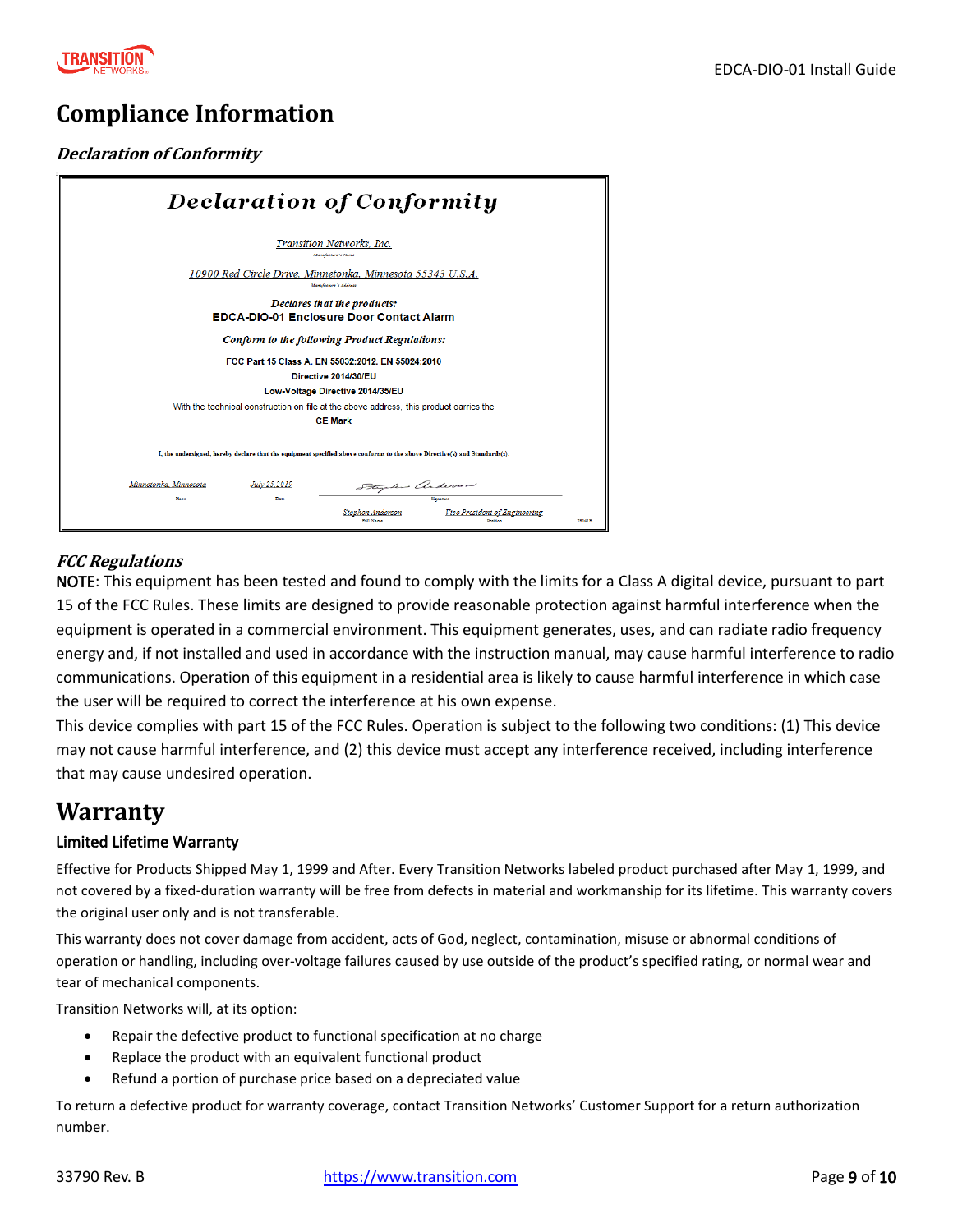# Compliance Information

### *Declaration of Conformity*

## *Declaration of Conformity*

Transition Networks, Inc.
Manufacturer's Name

10900 Red Circle Drive, Minnetonka, Minnesota 55343 U.S.A.
Manufacturer's Address

*Declares that the products:*
**EDCA-DIO-01 Enclosure Door Contact Alarm**

*Conform to the following Product Regulations:*

**FCC Part 15 Class A, EN 55032:2012, EN 55024:2010**
**Directive 2014/30/EU**
**Low-Voltage Directive 2014/35/EU**

With the technical construction on file at the above address, this product carries the
**CE Mark**

I, the undersigned, hereby declare that the equipment specified above conforms to the above Directive(s) and Standard(s).

| Minnetonka, Minnesota | July 25 2019 | (Signature) | |
|---|---|---|---|
| Place | Date | Signature | |
| | | Stephen Anderson | Vice President of Engineering |
| | | Full Name | Position |

28341B

### *FCC Regulations*

**NOTE**: This equipment has been tested and found to comply with the limits for a Class A digital device, pursuant to part 15 of the FCC Rules. These limits are designed to provide reasonable protection against harmful interference when the equipment is operated in a commercial environment. This equipment generates, uses, and can radiate radio frequency energy and, if not installed and used in accordance with the instruction manual, may cause harmful interference to radio communications. Operation of this equipment in a residential area is likely to cause harmful interference in which case the user will be required to correct the interference at his own expense.

This device complies with part 15 of the FCC Rules. Operation is subject to the following two conditions: (1) This device may not cause harmful interference, and (2) this device must accept any interference received, including interference that may cause undesired operation.

# Warranty

### Limited Lifetime Warranty

Effective for Products Shipped May 1, 1999 and After. Every Transition Networks labeled product purchased after May 1, 1999, and not covered by a fixed-duration warranty will be free from defects in material and workmanship for its lifetime. This warranty covers the original user only and is not transferable.

This warranty does not cover damage from accident, acts of God, neglect, contamination, misuse or abnormal conditions of operation or handling, including over-voltage failures caused by use outside of the product's specified rating, or normal wear and tear of mechanical components.

Transition Networks will, at its option:

- Repair the defective product to functional specification at no charge
- Replace the product with an equivalent functional product
- Refund a portion of purchase price based on a depreciated value

To return a defective product for warranty coverage, contact Transition Networks' Customer Support for a return authorization number.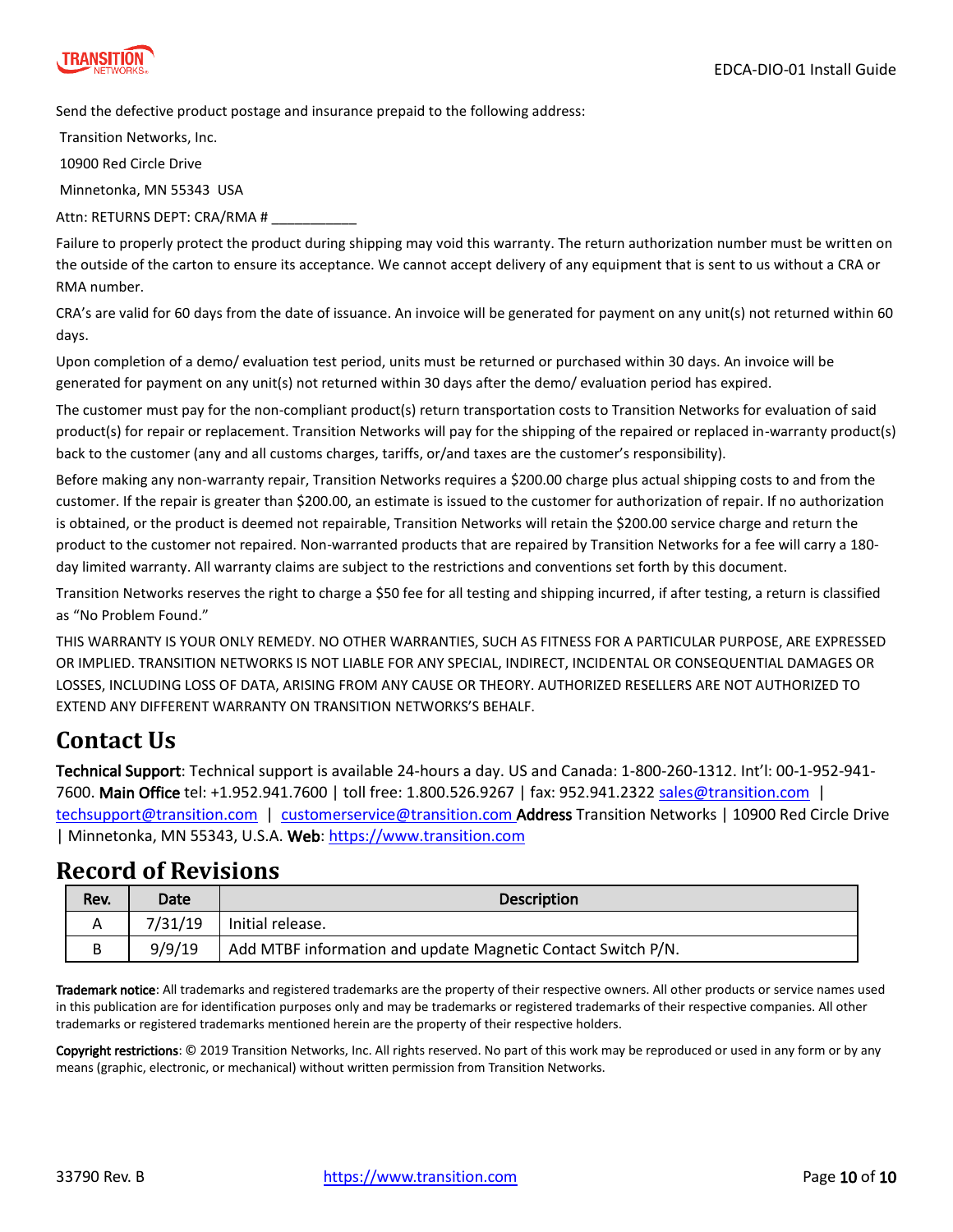Send the defective product postage and insurance prepaid to the following address:

Transition Networks, Inc.

10900 Red Circle Drive

Minnetonka, MN 55343 USA

Attn: RETURNS DEPT: CRA/RMA # ___________

Failure to properly protect the product during shipping may void this warranty. The return authorization number must be written on the outside of the carton to ensure its acceptance. We cannot accept delivery of any equipment that is sent to us without a CRA or RMA number.

CRA's are valid for 60 days from the date of issuance. An invoice will be generated for payment on any unit(s) not returned within 60 days.

Upon completion of a demo/ evaluation test period, units must be returned or purchased within 30 days. An invoice will be generated for payment on any unit(s) not returned within 30 days after the demo/ evaluation period has expired.

The customer must pay for the non-compliant product(s) return transportation costs to Transition Networks for evaluation of said product(s) for repair or replacement. Transition Networks will pay for the shipping of the repaired or replaced in-warranty product(s) back to the customer (any and all customs charges, tariffs, or/and taxes are the customer's responsibility).

Before making any non-warranty repair, Transition Networks requires a $200.00 charge plus actual shipping costs to and from the customer. If the repair is greater than $200.00, an estimate is issued to the customer for authorization of repair. If no authorization is obtained, or the product is deemed not repairable, Transition Networks will retain the $200.00 service charge and return the product to the customer not repaired. Non-warranted products that are repaired by Transition Networks for a fee will carry a 180-day limited warranty. All warranty claims are subject to the restrictions and conventions set forth by this document.

Transition Networks reserves the right to charge a $50 fee for all testing and shipping incurred, if after testing, a return is classified as "No Problem Found."

THIS WARRANTY IS YOUR ONLY REMEDY. NO OTHER WARRANTIES, SUCH AS FITNESS FOR A PARTICULAR PURPOSE, ARE EXPRESSED OR IMPLIED. TRANSITION NETWORKS IS NOT LIABLE FOR ANY SPECIAL, INDIRECT, INCIDENTAL OR CONSEQUENTIAL DAMAGES OR LOSSES, INCLUDING LOSS OF DATA, ARISING FROM ANY CAUSE OR THEORY. AUTHORIZED RESELLERS ARE NOT AUTHORIZED TO EXTEND ANY DIFFERENT WARRANTY ON TRANSITION NETWORKS'S BEHALF.

# Contact Us

**Technical Support**: Technical support is available 24-hours a day. US and Canada: 1-800-260-1312. Int'l: 00-1-952-941-7600. **Main Office** tel: +1.952.941.7600 | toll free: 1.800.526.9267 | fax: 952.941.2322 sales@transition.com | techsupport@transition.com | customerservice@transition.com **Address** Transition Networks | 10900 Red Circle Drive | Minnetonka, MN 55343, U.S.A. **Web**: https://www.transition.com

# Record of Revisions

| Rev. | Date | Description |
|---|---|---|
| A | 7/31/19 | Initial release. |
| B | 9/9/19 | Add MTBF information and update Magnetic Contact Switch P/N. |

**Trademark notice**: All trademarks and registered trademarks are the property of their respective owners. All other products or service names used in this publication are for identification purposes only and may be trademarks or registered trademarks of their respective companies. All other trademarks or registered trademarks mentioned herein are the property of their respective holders.

**Copyright restrictions**: © 2019 Transition Networks, Inc. All rights reserved. No part of this work may be reproduced or used in any form or by any means (graphic, electronic, or mechanical) without written permission from Transition Networks.